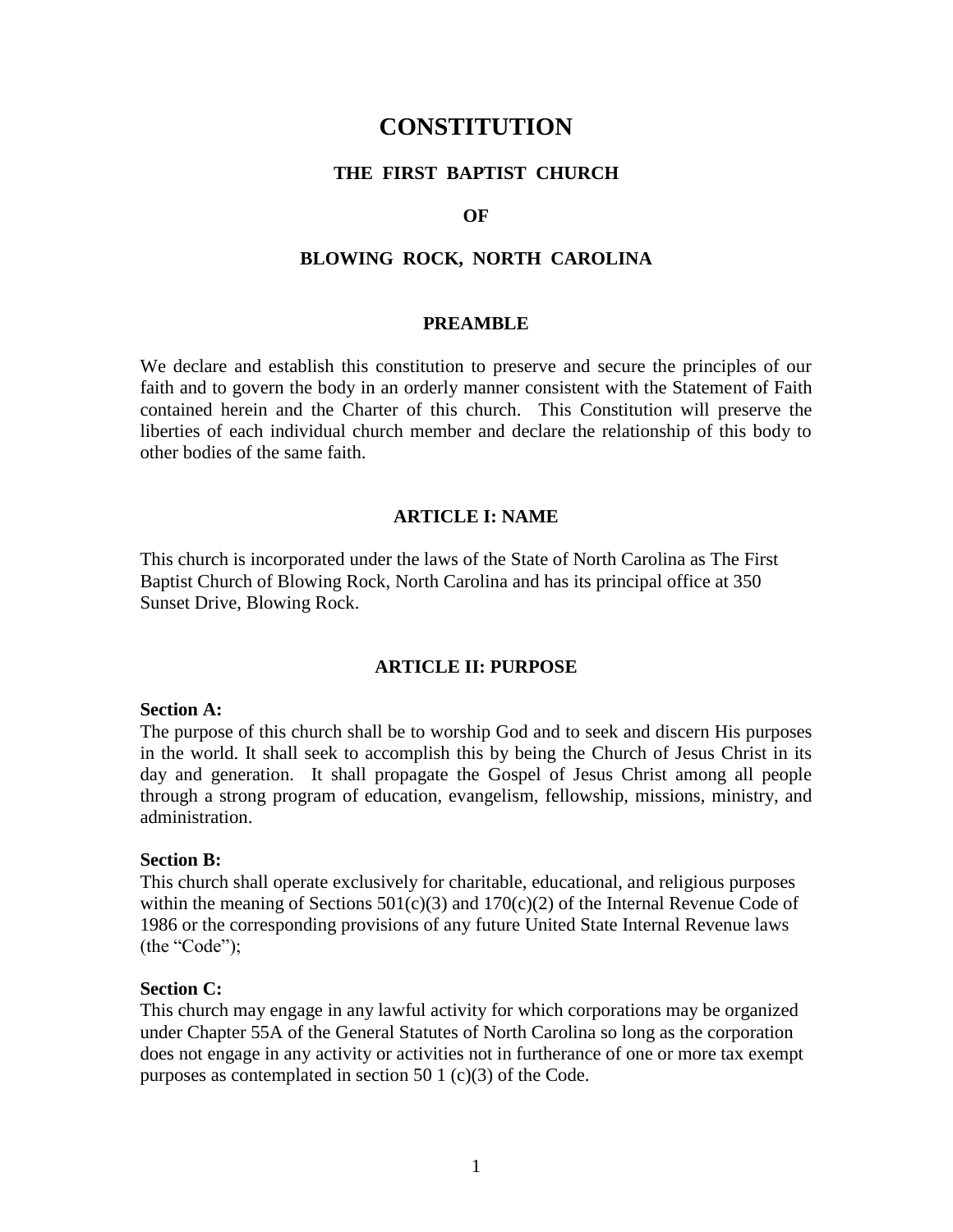# CONSTITUTION

## THE FIRST BAPTIST CHURCH

## OF

## BLOWING ROCK, NORTH CAROLINA

### PREAMBLE

We declare and establish this constitution to preserve and secure the principles of our faith and to govern the body in an orderly manner consistent with the Statement of Faith contained herein and the Charter of this church. This Constitution will preserve the liberties of each individual church member and declare the relationship of this body to other bodies of the same faith.

### ARTICLE I: NAME

This church is incorporated under the laws of the State of North Carolina as The First Baptist Church of Blowing Rock, North Carolina and has its principal office at 350 Sunset Drive, Blowing Rock.

### ARTICLE II: PURPOSE

**Section A:**
The purpose of this church shall be to worship God and to seek and discern His purposes in the world. It shall seek to accomplish this by being the Church of Jesus Christ in its day and generation. It shall propagate the Gospel of Jesus Christ among all people through a strong program of education, evangelism, fellowship, missions, ministry, and administration.

**Section B:**
This church shall operate exclusively for charitable, educational, and religious purposes within the meaning of Sections 501(c)(3) and 170(c)(2) of the Internal Revenue Code of 1986 or the corresponding provisions of any future United State Internal Revenue laws (the "Code");

**Section C:**
This church may engage in any lawful activity for which corporations may be organized under Chapter 55A of the General Statutes of North Carolina so long as the corporation does not engage in any activity or activities not in furtherance of one or more tax exempt purposes as contemplated in section 50 1 (c)(3) of the Code.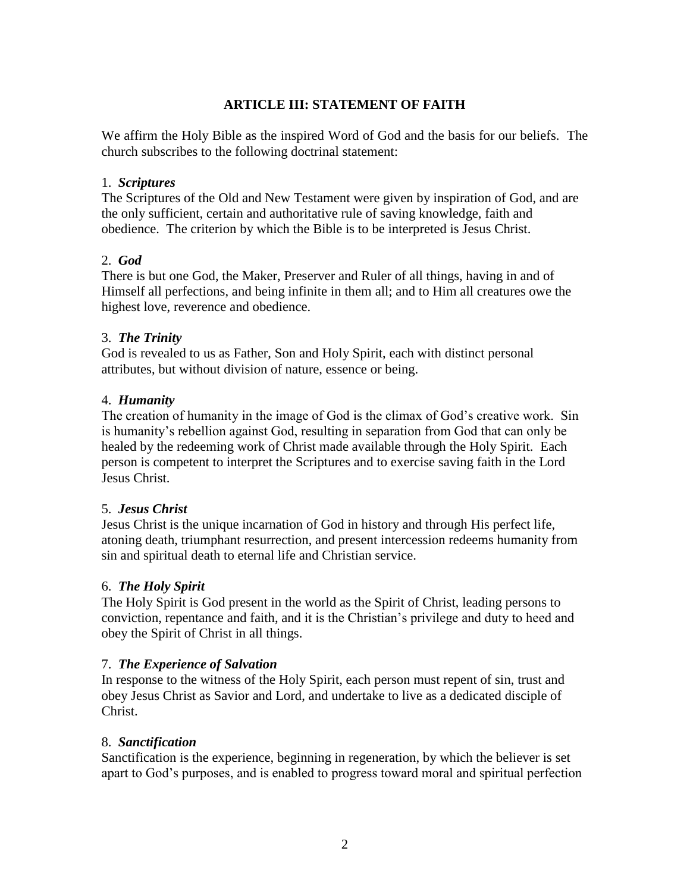## ARTICLE III: STATEMENT OF FAITH

We affirm the Holy Bible as the inspired Word of God and the basis for our beliefs. The church subscribes to the following doctrinal statement:

1. ***Scriptures***
The Scriptures of the Old and New Testament were given by inspiration of God, and are the only sufficient, certain and authoritative rule of saving knowledge, faith and obedience. The criterion by which the Bible is to be interpreted is Jesus Christ.

2. ***God***
There is but one God, the Maker, Preserver and Ruler of all things, having in and of Himself all perfections, and being infinite in them all; and to Him all creatures owe the highest love, reverence and obedience.

3. ***The Trinity***
God is revealed to us as Father, Son and Holy Spirit, each with distinct personal attributes, but without division of nature, essence or being.

4. ***Humanity***
The creation of humanity in the image of God is the climax of God's creative work. Sin is humanity's rebellion against God, resulting in separation from God that can only be healed by the redeeming work of Christ made available through the Holy Spirit. Each person is competent to interpret the Scriptures and to exercise saving faith in the Lord Jesus Christ.

5. ***Jesus Christ***
Jesus Christ is the unique incarnation of God in history and through His perfect life, atoning death, triumphant resurrection, and present intercession redeems humanity from sin and spiritual death to eternal life and Christian service.

6. ***The Holy Spirit***
The Holy Spirit is God present in the world as the Spirit of Christ, leading persons to conviction, repentance and faith, and it is the Christian's privilege and duty to heed and obey the Spirit of Christ in all things.

7. ***The Experience of Salvation***
In response to the witness of the Holy Spirit, each person must repent of sin, trust and obey Jesus Christ as Savior and Lord, and undertake to live as a dedicated disciple of Christ.

8. ***Sanctification***
Sanctification is the experience, beginning in regeneration, by which the believer is set apart to God's purposes, and is enabled to progress toward moral and spiritual perfection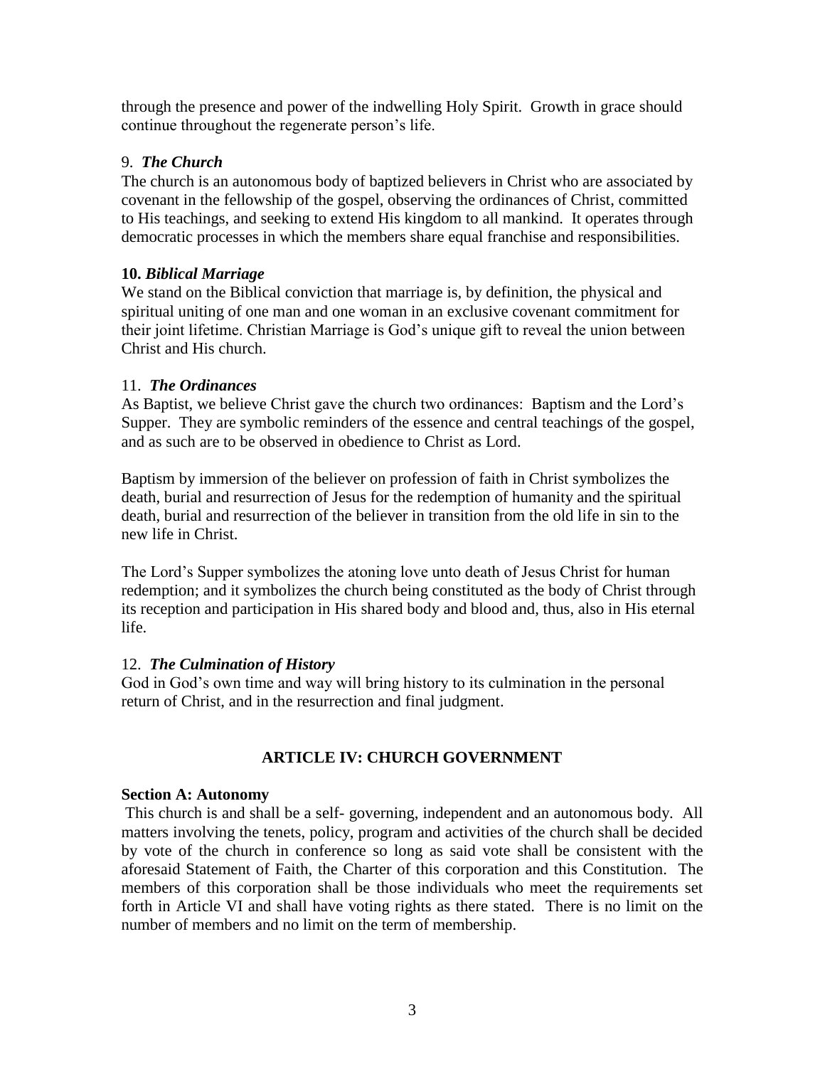through the presence and power of the indwelling Holy Spirit. Growth in grace should continue throughout the regenerate person's life.

9. ***The Church***

The church is an autonomous body of baptized believers in Christ who are associated by covenant in the fellowship of the gospel, observing the ordinances of Christ, committed to His teachings, and seeking to extend His kingdom to all mankind. It operates through democratic processes in which the members share equal franchise and responsibilities.

**10. *Biblical Marriage***

We stand on the Biblical conviction that marriage is, by definition, the physical and spiritual uniting of one man and one woman in an exclusive covenant commitment for their joint lifetime. Christian Marriage is God's unique gift to reveal the union between Christ and His church.

11. ***The Ordinances***

As Baptist, we believe Christ gave the church two ordinances: Baptism and the Lord's Supper. They are symbolic reminders of the essence and central teachings of the gospel, and as such are to be observed in obedience to Christ as Lord.

Baptism by immersion of the believer on profession of faith in Christ symbolizes the death, burial and resurrection of Jesus for the redemption of humanity and the spiritual death, burial and resurrection of the believer in transition from the old life in sin to the new life in Christ.

The Lord's Supper symbolizes the atoning love unto death of Jesus Christ for human redemption; and it symbolizes the church being constituted as the body of Christ through its reception and participation in His shared body and blood and, thus, also in His eternal life.

12. ***The Culmination of History***

God in God's own time and way will bring history to its culmination in the personal return of Christ, and in the resurrection and final judgment.

## ARTICLE IV: CHURCH GOVERNMENT

**Section A: Autonomy**

This church is and shall be a self- governing, independent and an autonomous body. All matters involving the tenets, policy, program and activities of the church shall be decided by vote of the church in conference so long as said vote shall be consistent with the aforesaid Statement of Faith, the Charter of this corporation and this Constitution. The members of this corporation shall be those individuals who meet the requirements set forth in Article VI and shall have voting rights as there stated. There is no limit on the number of members and no limit on the term of membership.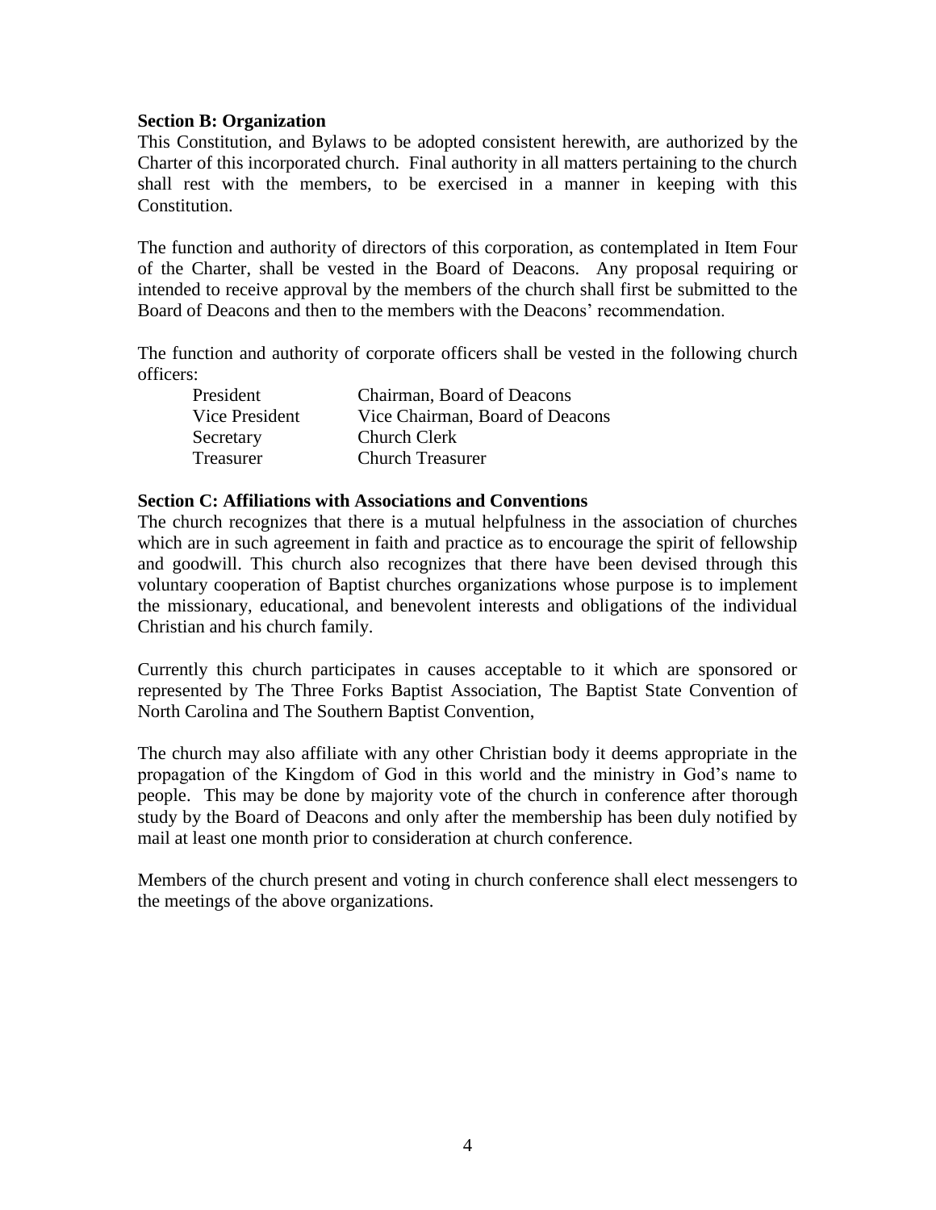**Section B: Organization**

This Constitution, and Bylaws to be adopted consistent herewith, are authorized by the Charter of this incorporated church. Final authority in all matters pertaining to the church shall rest with the members, to be exercised in a manner in keeping with this Constitution.

The function and authority of directors of this corporation, as contemplated in Item Four of the Charter, shall be vested in the Board of Deacons. Any proposal requiring or intended to receive approval by the members of the church shall first be submitted to the Board of Deacons and then to the members with the Deacons' recommendation.

The function and authority of corporate officers shall be vested in the following church officers:

| | |
|---|---|
| President | Chairman, Board of Deacons |
| Vice President | Vice Chairman, Board of Deacons |
| Secretary | Church Clerk |
| Treasurer | Church Treasurer |

**Section C: Affiliations with Associations and Conventions**

The church recognizes that there is a mutual helpfulness in the association of churches which are in such agreement in faith and practice as to encourage the spirit of fellowship and goodwill. This church also recognizes that there have been devised through this voluntary cooperation of Baptist churches organizations whose purpose is to implement the missionary, educational, and benevolent interests and obligations of the individual Christian and his church family.

Currently this church participates in causes acceptable to it which are sponsored or represented by The Three Forks Baptist Association, The Baptist State Convention of North Carolina and The Southern Baptist Convention,

The church may also affiliate with any other Christian body it deems appropriate in the propagation of the Kingdom of God in this world and the ministry in God's name to people. This may be done by majority vote of the church in conference after thorough study by the Board of Deacons and only after the membership has been duly notified by mail at least one month prior to consideration at church conference.

Members of the church present and voting in church conference shall elect messengers to the meetings of the above organizations.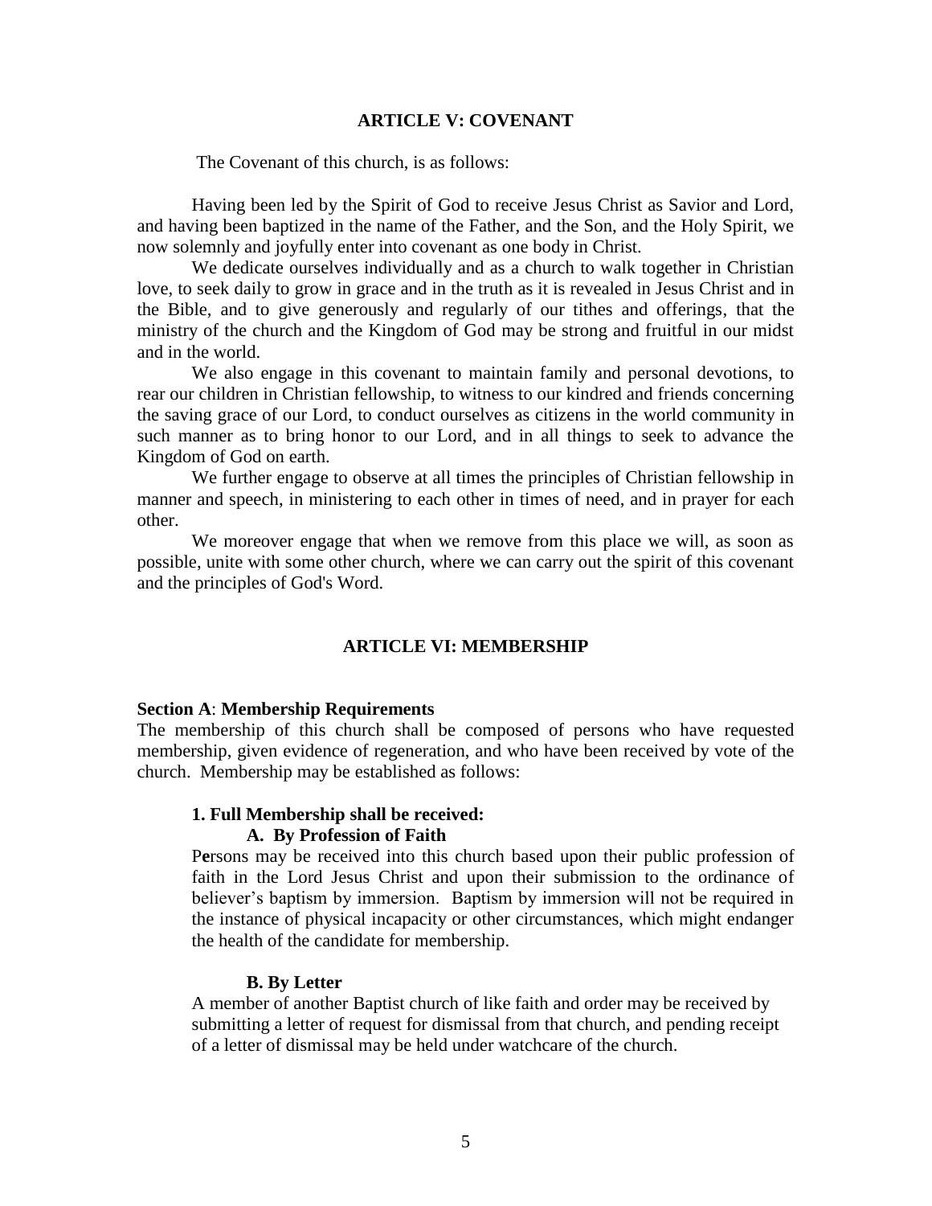## ARTICLE V: COVENANT

The Covenant of this church, is as follows:

Having been led by the Spirit of God to receive Jesus Christ as Savior and Lord, and having been baptized in the name of the Father, and the Son, and the Holy Spirit, we now solemnly and joyfully enter into covenant as one body in Christ.

We dedicate ourselves individually and as a church to walk together in Christian love, to seek daily to grow in grace and in the truth as it is revealed in Jesus Christ and in the Bible, and to give generously and regularly of our tithes and offerings, that the ministry of the church and the Kingdom of God may be strong and fruitful in our midst and in the world.

We also engage in this covenant to maintain family and personal devotions, to rear our children in Christian fellowship, to witness to our kindred and friends concerning the saving grace of our Lord, to conduct ourselves as citizens in the world community in such manner as to bring honor to our Lord, and in all things to seek to advance the Kingdom of God on earth.

We further engage to observe at all times the principles of Christian fellowship in manner and speech, in ministering to each other in times of need, and in prayer for each other.

We moreover engage that when we remove from this place we will, as soon as possible, unite with some other church, where we can carry out the spirit of this covenant and the principles of God's Word.

## ARTICLE VI: MEMBERSHIP

**Section A**: **Membership Requirements**

The membership of this church shall be composed of persons who have requested membership, given evidence of regeneration, and who have been received by vote of the church. Membership may be established as follows:

**1. Full Membership shall be received:**

**A. By Profession of Faith**

Persons may be received into this church based upon their public profession of faith in the Lord Jesus Christ and upon their submission to the ordinance of believer's baptism by immersion. Baptism by immersion will not be required in the instance of physical incapacity or other circumstances, which might endanger the health of the candidate for membership.

**B. By Letter**

A member of another Baptist church of like faith and order may be received by submitting a letter of request for dismissal from that church, and pending receipt of a letter of dismissal may be held under watchcare of the church.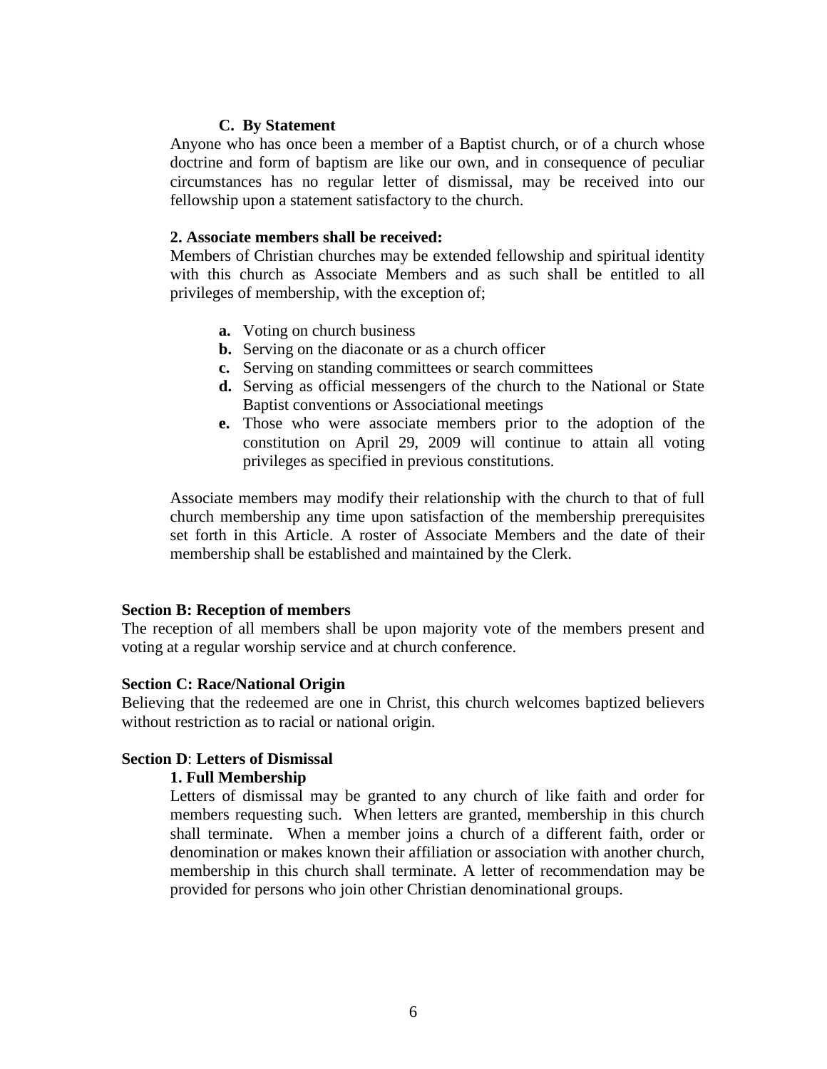**C. By Statement**

Anyone who has once been a member of a Baptist church, or of a church whose doctrine and form of baptism are like our own, and in consequence of peculiar circumstances has no regular letter of dismissal, may be received into our fellowship upon a statement satisfactory to the church.

**2. Associate members shall be received:**

Members of Christian churches may be extended fellowship and spiritual identity with this church as Associate Members and as such shall be entitled to all privileges of membership, with the exception of;

- **a.** Voting on church business
- **b.** Serving on the diaconate or as a church officer
- **c.** Serving on standing committees or search committees
- **d.** Serving as official messengers of the church to the National or State Baptist conventions or Associational meetings
- **e.** Those who were associate members prior to the adoption of the constitution on April 29, 2009 will continue to attain all voting privileges as specified in previous constitutions.

Associate members may modify their relationship with the church to that of full church membership any time upon satisfaction of the membership prerequisites set forth in this Article. A roster of Associate Members and the date of their membership shall be established and maintained by the Clerk.

**Section B: Reception of members**

The reception of all members shall be upon majority vote of the members present and voting at a regular worship service and at church conference.

**Section C: Race/National Origin**

Believing that the redeemed are one in Christ, this church welcomes baptized believers without restriction as to racial or national origin.

**Section D**: **Letters of Dismissal**

**1. Full Membership**

Letters of dismissal may be granted to any church of like faith and order for members requesting such. When letters are granted, membership in this church shall terminate. When a member joins a church of a different faith, order or denomination or makes known their affiliation or association with another church, membership in this church shall terminate. A letter of recommendation may be provided for persons who join other Christian denominational groups.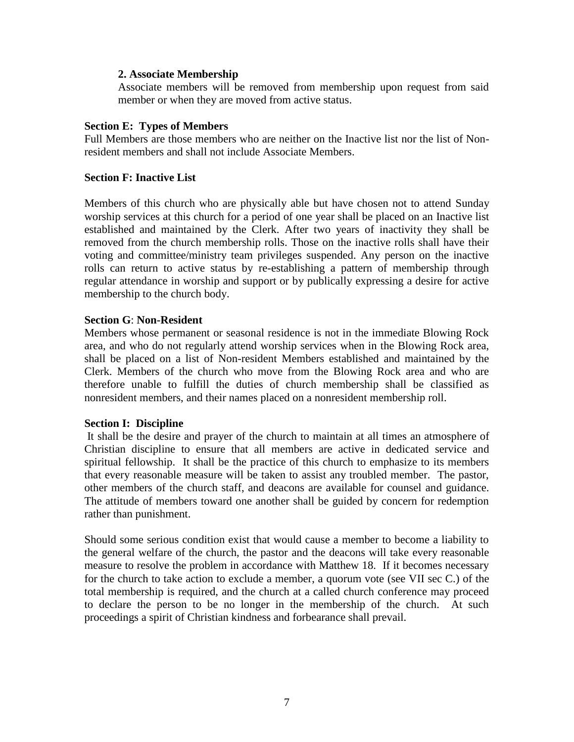**2. Associate Membership**

Associate members will be removed from membership upon request from said member or when they are moved from active status.

**Section E: Types of Members**

Full Members are those members who are neither on the Inactive list nor the list of Non-resident members and shall not include Associate Members.

**Section F: Inactive List**

Members of this church who are physically able but have chosen not to attend Sunday worship services at this church for a period of one year shall be placed on an Inactive list established and maintained by the Clerk. After two years of inactivity they shall be removed from the church membership rolls. Those on the inactive rolls shall have their voting and committee/ministry team privileges suspended. Any person on the inactive rolls can return to active status by re-establishing a pattern of membership through regular attendance in worship and support or by publically expressing a desire for active membership to the church body.

**Section G**: **Non-Resident**

Members whose permanent or seasonal residence is not in the immediate Blowing Rock area, and who do not regularly attend worship services when in the Blowing Rock area, shall be placed on a list of Non-resident Members established and maintained by the Clerk. Members of the church who move from the Blowing Rock area and who are therefore unable to fulfill the duties of church membership shall be classified as nonresident members, and their names placed on a nonresident membership roll.

**Section I: Discipline**

It shall be the desire and prayer of the church to maintain at all times an atmosphere of Christian discipline to ensure that all members are active in dedicated service and spiritual fellowship. It shall be the practice of this church to emphasize to its members that every reasonable measure will be taken to assist any troubled member. The pastor, other members of the church staff, and deacons are available for counsel and guidance. The attitude of members toward one another shall be guided by concern for redemption rather than punishment.

Should some serious condition exist that would cause a member to become a liability to the general welfare of the church, the pastor and the deacons will take every reasonable measure to resolve the problem in accordance with Matthew 18. If it becomes necessary for the church to take action to exclude a member, a quorum vote (see VII sec C.) of the total membership is required, and the church at a called church conference may proceed to declare the person to be no longer in the membership of the church. At such proceedings a spirit of Christian kindness and forbearance shall prevail.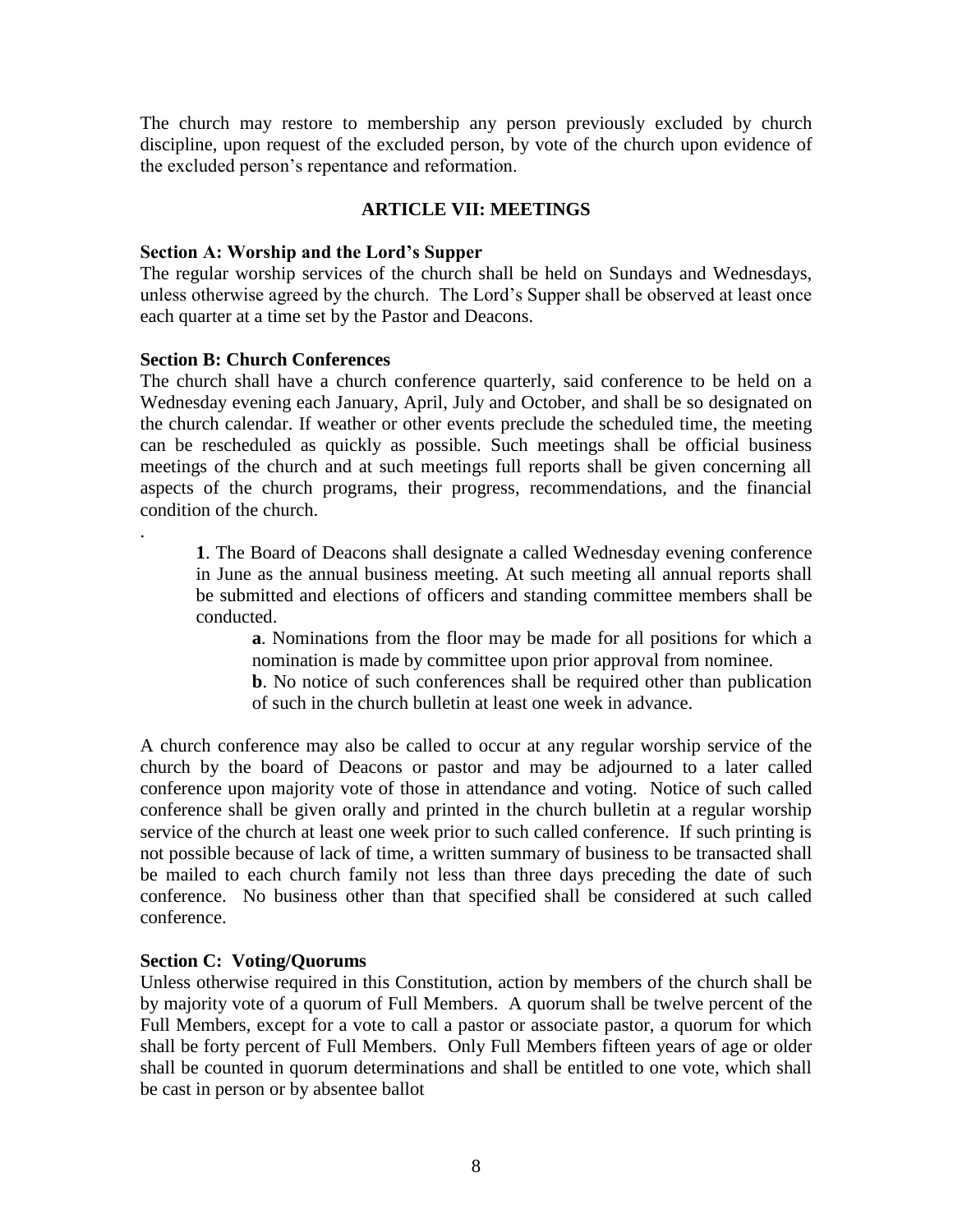The church may restore to membership any person previously excluded by church discipline, upon request of the excluded person, by vote of the church upon evidence of the excluded person's repentance and reformation.

## ARTICLE VII: MEETINGS

### Section A: Worship and the Lord's Supper

The regular worship services of the church shall be held on Sundays and Wednesdays, unless otherwise agreed by the church. The Lord's Supper shall be observed at least once each quarter at a time set by the Pastor and Deacons.

### Section B: Church Conferences

The church shall have a church conference quarterly, said conference to be held on a Wednesday evening each January, April, July and October, and shall be so designated on the church calendar. If weather or other events preclude the scheduled time, the meeting can be rescheduled as quickly as possible. Such meetings shall be official business meetings of the church and at such meetings full reports shall be given concerning all aspects of the church programs, their progress, recommendations, and the financial condition of the church.

.

> **1**. The Board of Deacons shall designate a called Wednesday evening conference in June as the annual business meeting. At such meeting all annual reports shall be submitted and elections of officers and standing committee members shall be conducted.
>
> > **a**. Nominations from the floor may be made for all positions for which a nomination is made by committee upon prior approval from nominee.
> >
> > **b**. No notice of such conferences shall be required other than publication of such in the church bulletin at least one week in advance.

A church conference may also be called to occur at any regular worship service of the church by the board of Deacons or pastor and may be adjourned to a later called conference upon majority vote of those in attendance and voting. Notice of such called conference shall be given orally and printed in the church bulletin at a regular worship service of the church at least one week prior to such called conference. If such printing is not possible because of lack of time, a written summary of business to be transacted shall be mailed to each church family not less than three days preceding the date of such conference. No business other than that specified shall be considered at such called conference.

### Section C: Voting/Quorums

Unless otherwise required in this Constitution, action by members of the church shall be by majority vote of a quorum of Full Members. A quorum shall be twelve percent of the Full Members, except for a vote to call a pastor or associate pastor, a quorum for which shall be forty percent of Full Members. Only Full Members fifteen years of age or older shall be counted in quorum determinations and shall be entitled to one vote, which shall be cast in person or by absentee ballot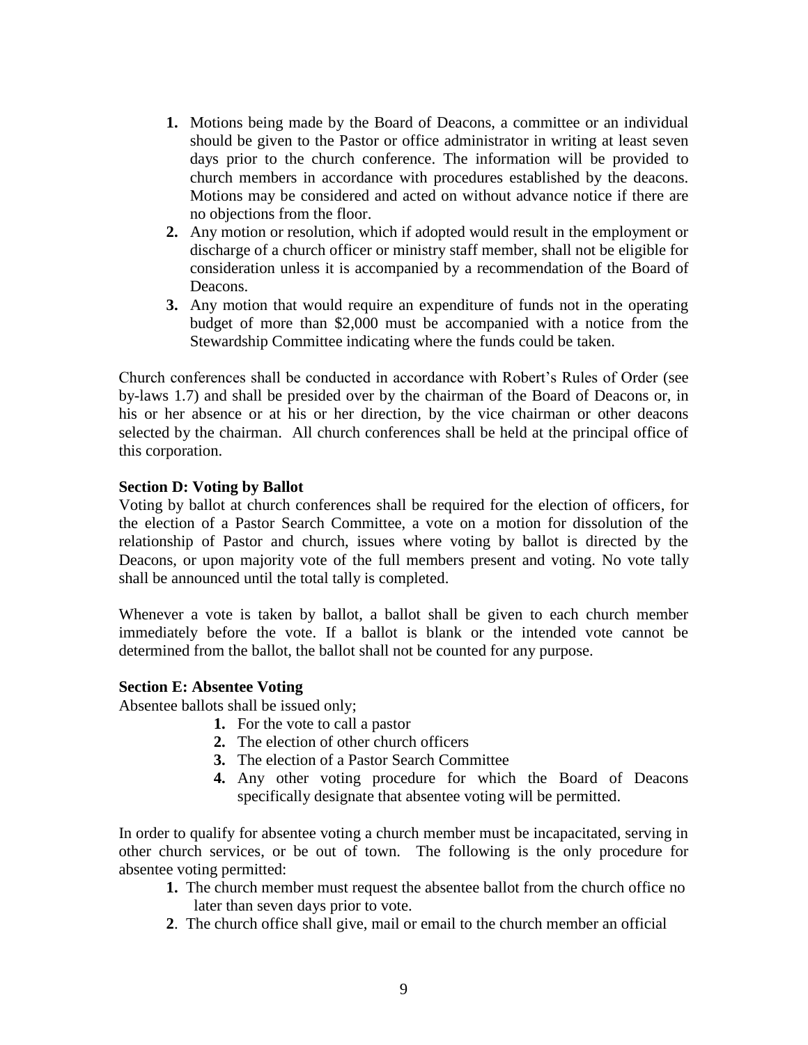1. Motions being made by the Board of Deacons, a committee or an individual should be given to the Pastor or office administrator in writing at least seven days prior to the church conference. The information will be provided to church members in accordance with procedures established by the deacons. Motions may be considered and acted on without advance notice if there are no objections from the floor.
2. Any motion or resolution, which if adopted would result in the employment or discharge of a church officer or ministry staff member, shall not be eligible for consideration unless it is accompanied by a recommendation of the Board of Deacons.
3. Any motion that would require an expenditure of funds not in the operating budget of more than $2,000 must be accompanied with a notice from the Stewardship Committee indicating where the funds could be taken.

Church conferences shall be conducted in accordance with Robert's Rules of Order (see by-laws 1.7) and shall be presided over by the chairman of the Board of Deacons or, in his or her absence or at his or her direction, by the vice chairman or other deacons selected by the chairman. All church conferences shall be held at the principal office of this corporation.

**Section D: Voting by Ballot**

Voting by ballot at church conferences shall be required for the election of officers, for the election of a Pastor Search Committee, a vote on a motion for dissolution of the relationship of Pastor and church, issues where voting by ballot is directed by the Deacons, or upon majority vote of the full members present and voting. No vote tally shall be announced until the total tally is completed.

Whenever a vote is taken by ballot, a ballot shall be given to each church member immediately before the vote. If a ballot is blank or the intended vote cannot be determined from the ballot, the ballot shall not be counted for any purpose.

**Section E: Absentee Voting**

Absentee ballots shall be issued only;

1. For the vote to call a pastor
2. The election of other church officers
3. The election of a Pastor Search Committee
4. Any other voting procedure for which the Board of Deacons specifically designate that absentee voting will be permitted.

In order to qualify for absentee voting a church member must be incapacitated, serving in other church services, or be out of town. The following is the only procedure for absentee voting permitted:

1. The church member must request the absentee ballot from the church office no later than seven days prior to vote.
2. The church office shall give, mail or email to the church member an official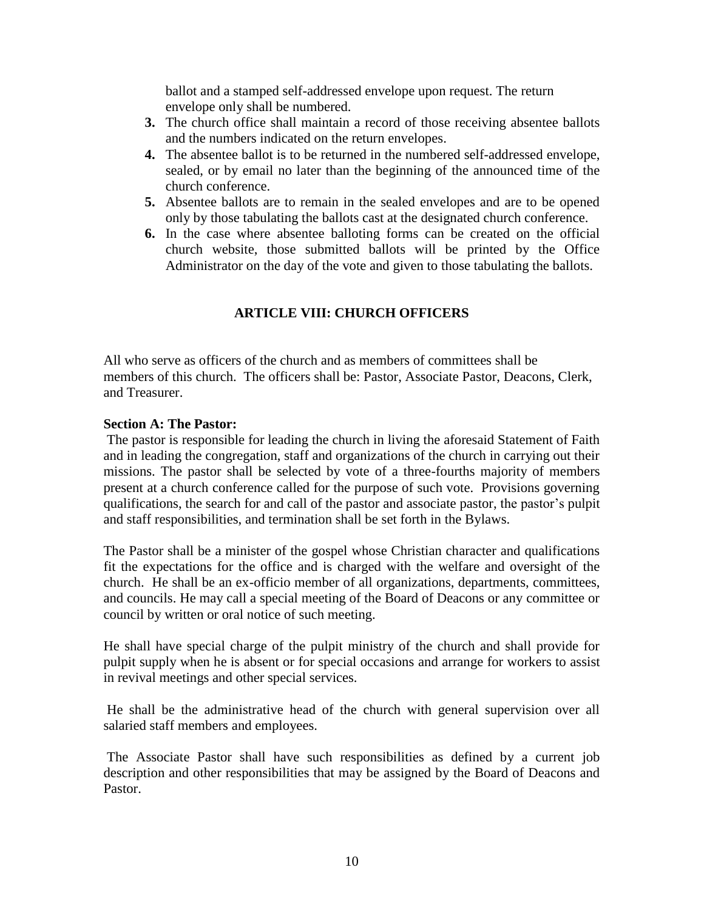ballot and a stamped self-addressed envelope upon request. The return envelope only shall be numbered.

3. The church office shall maintain a record of those receiving absentee ballots and the numbers indicated on the return envelopes.
4. The absentee ballot is to be returned in the numbered self-addressed envelope, sealed, or by email no later than the beginning of the announced time of the church conference.
5. Absentee ballots are to remain in the sealed envelopes and are to be opened only by those tabulating the ballots cast at the designated church conference.
6. In the case where absentee balloting forms can be created on the official church website, those submitted ballots will be printed by the Office Administrator on the day of the vote and given to those tabulating the ballots.

## ARTICLE VIII: CHURCH OFFICERS

All who serve as officers of the church and as members of committees shall be members of this church. The officers shall be: Pastor, Associate Pastor, Deacons, Clerk, and Treasurer.

**Section A: The Pastor:**

The pastor is responsible for leading the church in living the aforesaid Statement of Faith and in leading the congregation, staff and organizations of the church in carrying out their missions. The pastor shall be selected by vote of a three-fourths majority of members present at a church conference called for the purpose of such vote. Provisions governing qualifications, the search for and call of the pastor and associate pastor, the pastor's pulpit and staff responsibilities, and termination shall be set forth in the Bylaws.

The Pastor shall be a minister of the gospel whose Christian character and qualifications fit the expectations for the office and is charged with the welfare and oversight of the church. He shall be an ex-officio member of all organizations, departments, committees, and councils. He may call a special meeting of the Board of Deacons or any committee or council by written or oral notice of such meeting.

He shall have special charge of the pulpit ministry of the church and shall provide for pulpit supply when he is absent or for special occasions and arrange for workers to assist in revival meetings and other special services.

He shall be the administrative head of the church with general supervision over all salaried staff members and employees.

The Associate Pastor shall have such responsibilities as defined by a current job description and other responsibilities that may be assigned by the Board of Deacons and Pastor.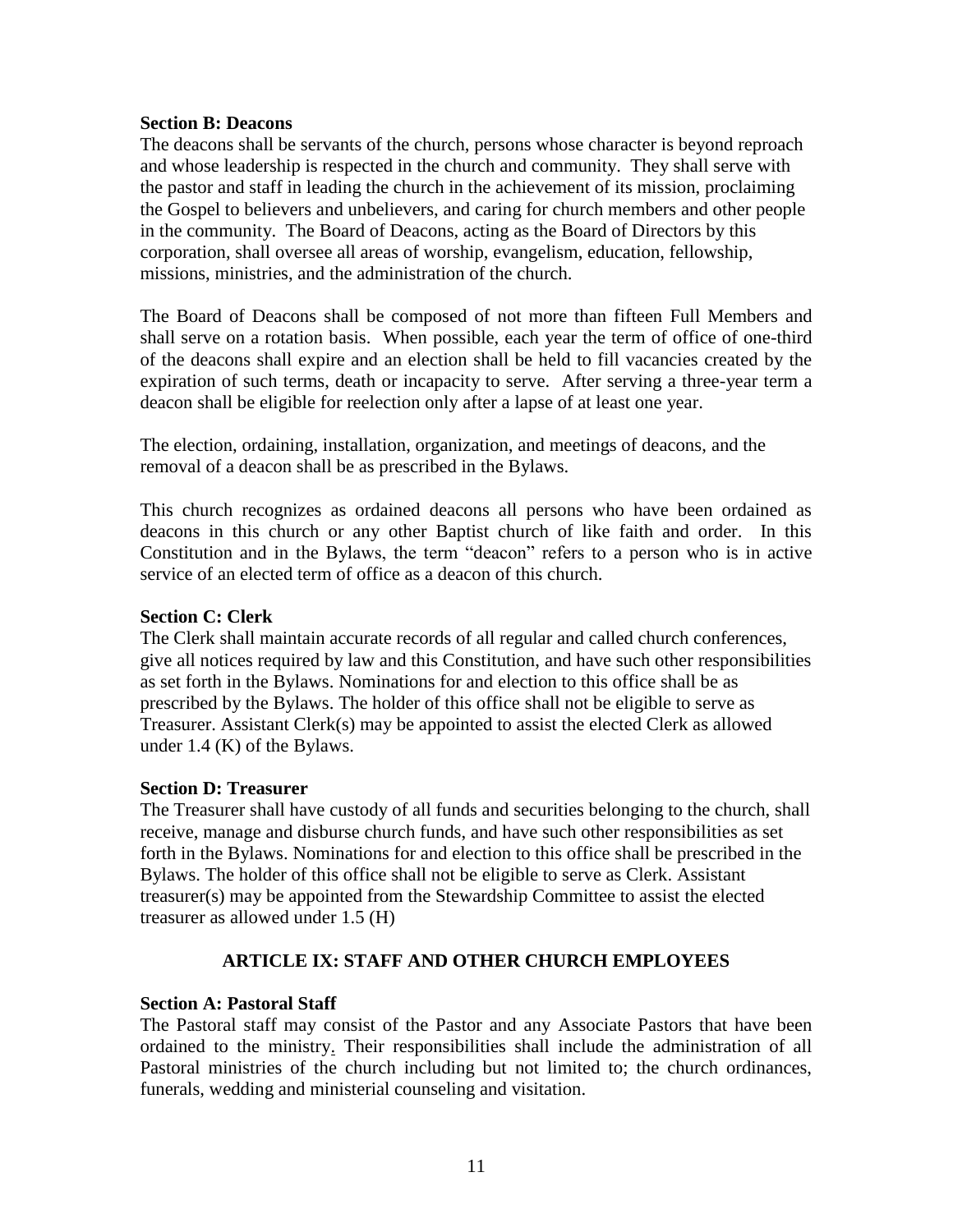**Section B: Deacons**

The deacons shall be servants of the church, persons whose character is beyond reproach and whose leadership is respected in the church and community. They shall serve with the pastor and staff in leading the church in the achievement of its mission, proclaiming the Gospel to believers and unbelievers, and caring for church members and other people in the community. The Board of Deacons, acting as the Board of Directors by this corporation, shall oversee all areas of worship, evangelism, education, fellowship, missions, ministries, and the administration of the church.

The Board of Deacons shall be composed of not more than fifteen Full Members and shall serve on a rotation basis. When possible, each year the term of office of one-third of the deacons shall expire and an election shall be held to fill vacancies created by the expiration of such terms, death or incapacity to serve. After serving a three-year term a deacon shall be eligible for reelection only after a lapse of at least one year.

The election, ordaining, installation, organization, and meetings of deacons, and the removal of a deacon shall be as prescribed in the Bylaws.

This church recognizes as ordained deacons all persons who have been ordained as deacons in this church or any other Baptist church of like faith and order. In this Constitution and in the Bylaws, the term "deacon" refers to a person who is in active service of an elected term of office as a deacon of this church.

**Section C: Clerk**

The Clerk shall maintain accurate records of all regular and called church conferences, give all notices required by law and this Constitution, and have such other responsibilities as set forth in the Bylaws. Nominations for and election to this office shall be as prescribed by the Bylaws. The holder of this office shall not be eligible to serve as Treasurer. Assistant Clerk(s) may be appointed to assist the elected Clerk as allowed under 1.4 (K) of the Bylaws.

**Section D: Treasurer**

The Treasurer shall have custody of all funds and securities belonging to the church, shall receive, manage and disburse church funds, and have such other responsibilities as set forth in the Bylaws. Nominations for and election to this office shall be prescribed in the Bylaws. The holder of this office shall not be eligible to serve as Clerk. Assistant treasurer(s) may be appointed from the Stewardship Committee to assist the elected treasurer as allowed under 1.5 (H)

## ARTICLE IX: STAFF AND OTHER CHURCH EMPLOYEES

**Section A: Pastoral Staff**

The Pastoral staff may consist of the Pastor and any Associate Pastors that have been ordained to the ministry. Their responsibilities shall include the administration of all Pastoral ministries of the church including but not limited to; the church ordinances, funerals, wedding and ministerial counseling and visitation.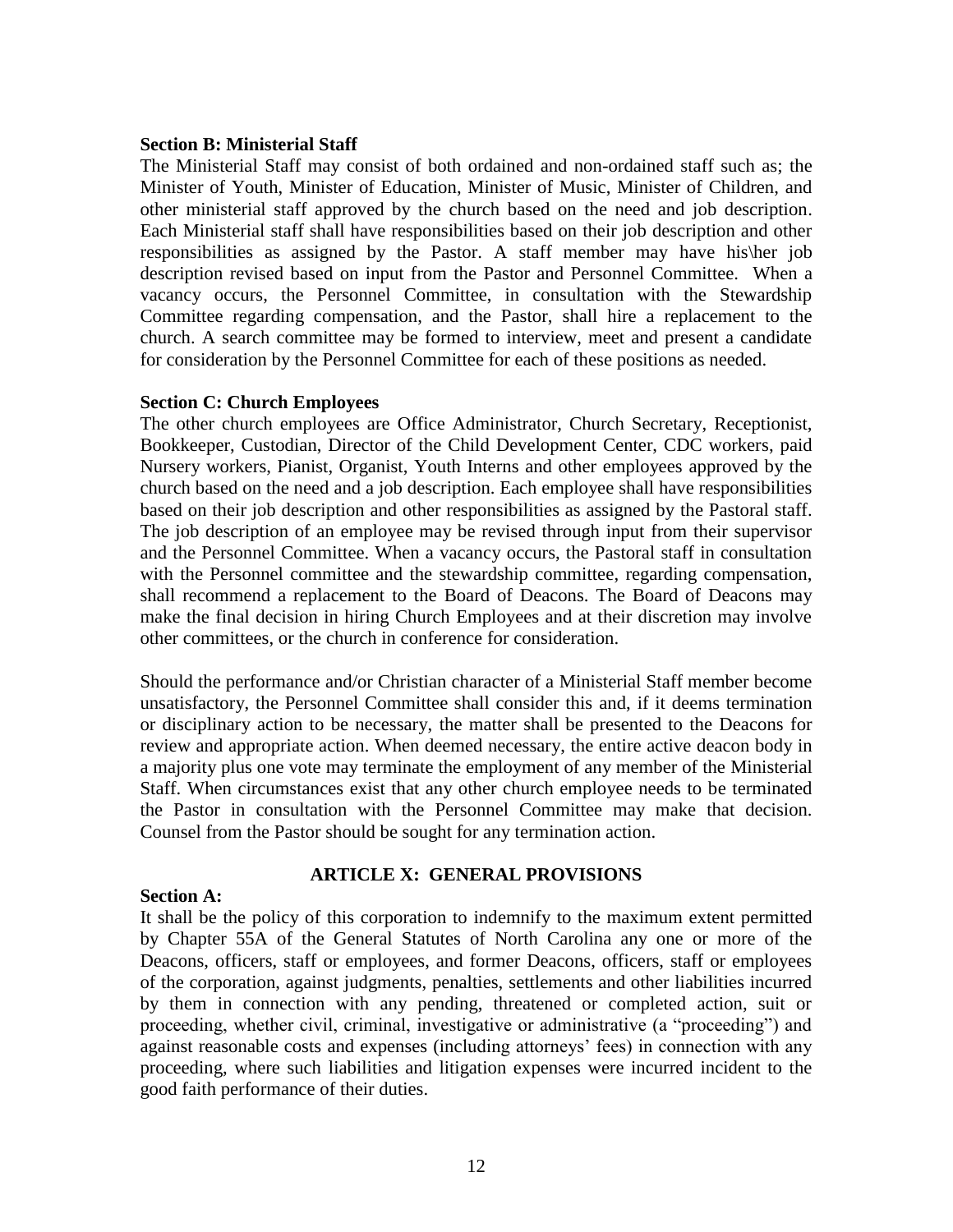**Section B: Ministerial Staff**

The Ministerial Staff may consist of both ordained and non-ordained staff such as; the Minister of Youth, Minister of Education, Minister of Music, Minister of Children, and other ministerial staff approved by the church based on the need and job description. Each Ministerial staff shall have responsibilities based on their job description and other responsibilities as assigned by the Pastor. A staff member may have his\her job description revised based on input from the Pastor and Personnel Committee. When a vacancy occurs, the Personnel Committee, in consultation with the Stewardship Committee regarding compensation, and the Pastor, shall hire a replacement to the church. A search committee may be formed to interview, meet and present a candidate for consideration by the Personnel Committee for each of these positions as needed.

**Section C: Church Employees**

The other church employees are Office Administrator, Church Secretary, Receptionist, Bookkeeper, Custodian, Director of the Child Development Center, CDC workers, paid Nursery workers, Pianist, Organist, Youth Interns and other employees approved by the church based on the need and a job description. Each employee shall have responsibilities based on their job description and other responsibilities as assigned by the Pastoral staff. The job description of an employee may be revised through input from their supervisor and the Personnel Committee. When a vacancy occurs, the Pastoral staff in consultation with the Personnel committee and the stewardship committee, regarding compensation, shall recommend a replacement to the Board of Deacons. The Board of Deacons may make the final decision in hiring Church Employees and at their discretion may involve other committees, or the church in conference for consideration.

Should the performance and/or Christian character of a Ministerial Staff member become unsatisfactory, the Personnel Committee shall consider this and, if it deems termination or disciplinary action to be necessary, the matter shall be presented to the Deacons for review and appropriate action. When deemed necessary, the entire active deacon body in a majority plus one vote may terminate the employment of any member of the Ministerial Staff. When circumstances exist that any other church employee needs to be terminated the Pastor in consultation with the Personnel Committee may make that decision. Counsel from the Pastor should be sought for any termination action.

## ARTICLE X: GENERAL PROVISIONS

**Section A:**

It shall be the policy of this corporation to indemnify to the maximum extent permitted by Chapter 55A of the General Statutes of North Carolina any one or more of the Deacons, officers, staff or employees, and former Deacons, officers, staff or employees of the corporation, against judgments, penalties, settlements and other liabilities incurred by them in connection with any pending, threatened or completed action, suit or proceeding, whether civil, criminal, investigative or administrative (a "proceeding") and against reasonable costs and expenses (including attorneys' fees) in connection with any proceeding, where such liabilities and litigation expenses were incurred incident to the good faith performance of their duties.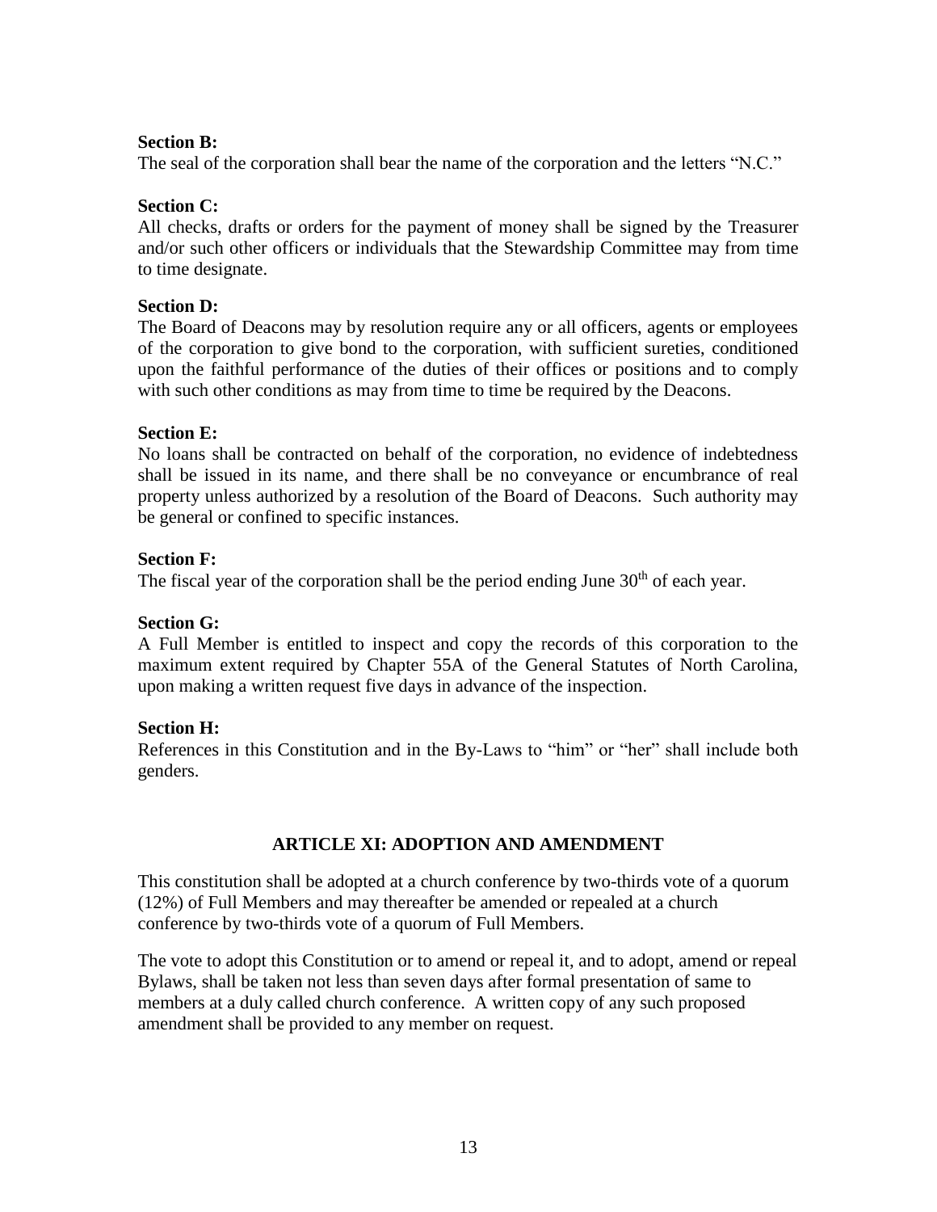**Section B:**
The seal of the corporation shall bear the name of the corporation and the letters "N.C."

**Section C:**
All checks, drafts or orders for the payment of money shall be signed by the Treasurer and/or such other officers or individuals that the Stewardship Committee may from time to time designate.

**Section D:**
The Board of Deacons may by resolution require any or all officers, agents or employees of the corporation to give bond to the corporation, with sufficient sureties, conditioned upon the faithful performance of the duties of their offices or positions and to comply with such other conditions as may from time to time be required by the Deacons.

**Section E:**
No loans shall be contracted on behalf of the corporation, no evidence of indebtedness shall be issued in its name, and there shall be no conveyance or encumbrance of real property unless authorized by a resolution of the Board of Deacons. Such authority may be general or confined to specific instances.

**Section F:**
The fiscal year of the corporation shall be the period ending June 30th of each year.

**Section G:**
A Full Member is entitled to inspect and copy the records of this corporation to the maximum extent required by Chapter 55A of the General Statutes of North Carolina, upon making a written request five days in advance of the inspection.

**Section H:**
References in this Constitution and in the By-Laws to "him" or "her" shall include both genders.

## ARTICLE XI: ADOPTION AND AMENDMENT

This constitution shall be adopted at a church conference by two-thirds vote of a quorum (12%) of Full Members and may thereafter be amended or repealed at a church conference by two-thirds vote of a quorum of Full Members.

The vote to adopt this Constitution or to amend or repeal it, and to adopt, amend or repeal Bylaws, shall be taken not less than seven days after formal presentation of same to members at a duly called church conference. A written copy of any such proposed amendment shall be provided to any member on request.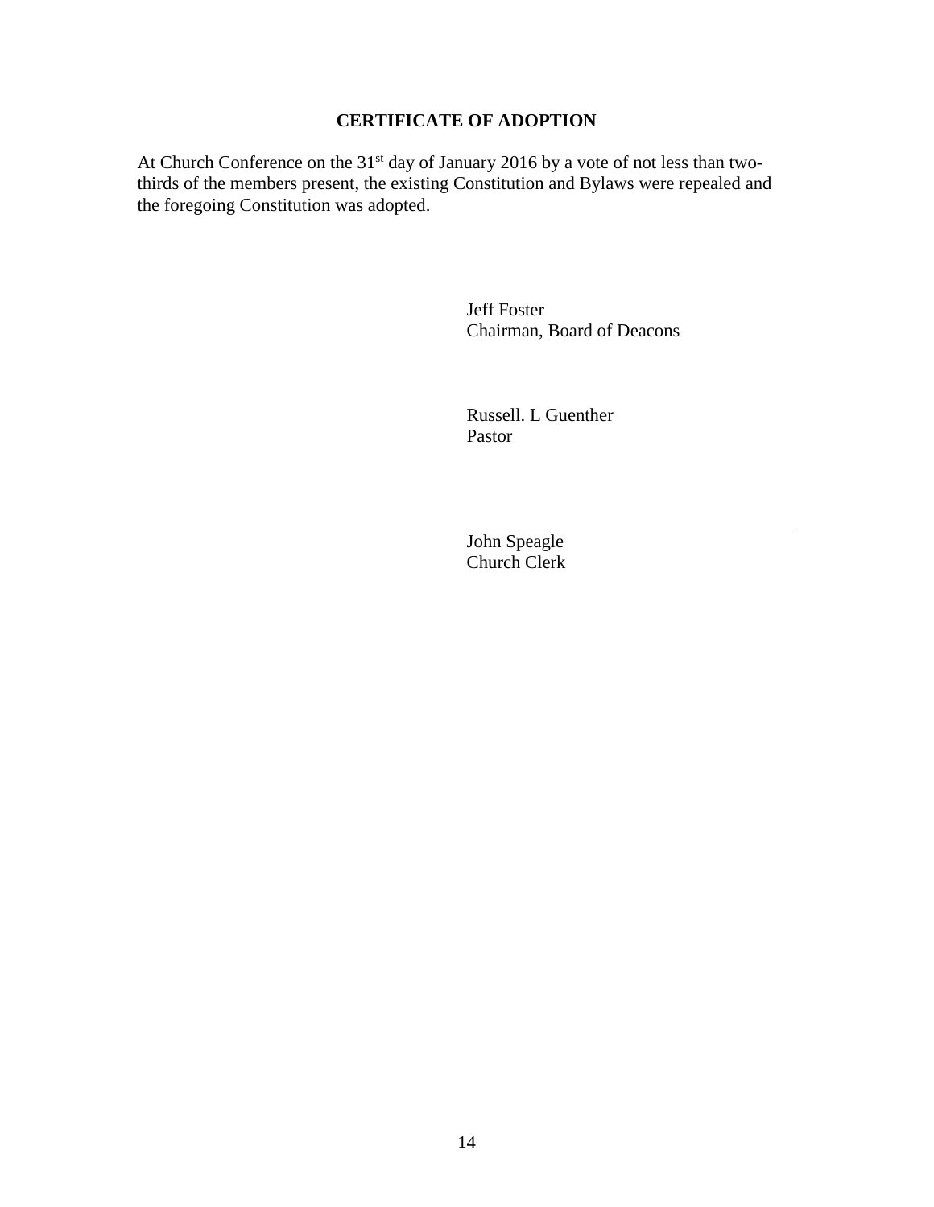## CERTIFICATE OF ADOPTION

At Church Conference on the 31st day of January 2016 by a vote of not less than two-thirds of the members present, the existing Constitution and Bylaws were repealed and the foregoing Constitution was adopted.

Jeff Foster
Chairman, Board of Deacons

Russell. L Guenther
Pastor

John Speagle
Church Clerk